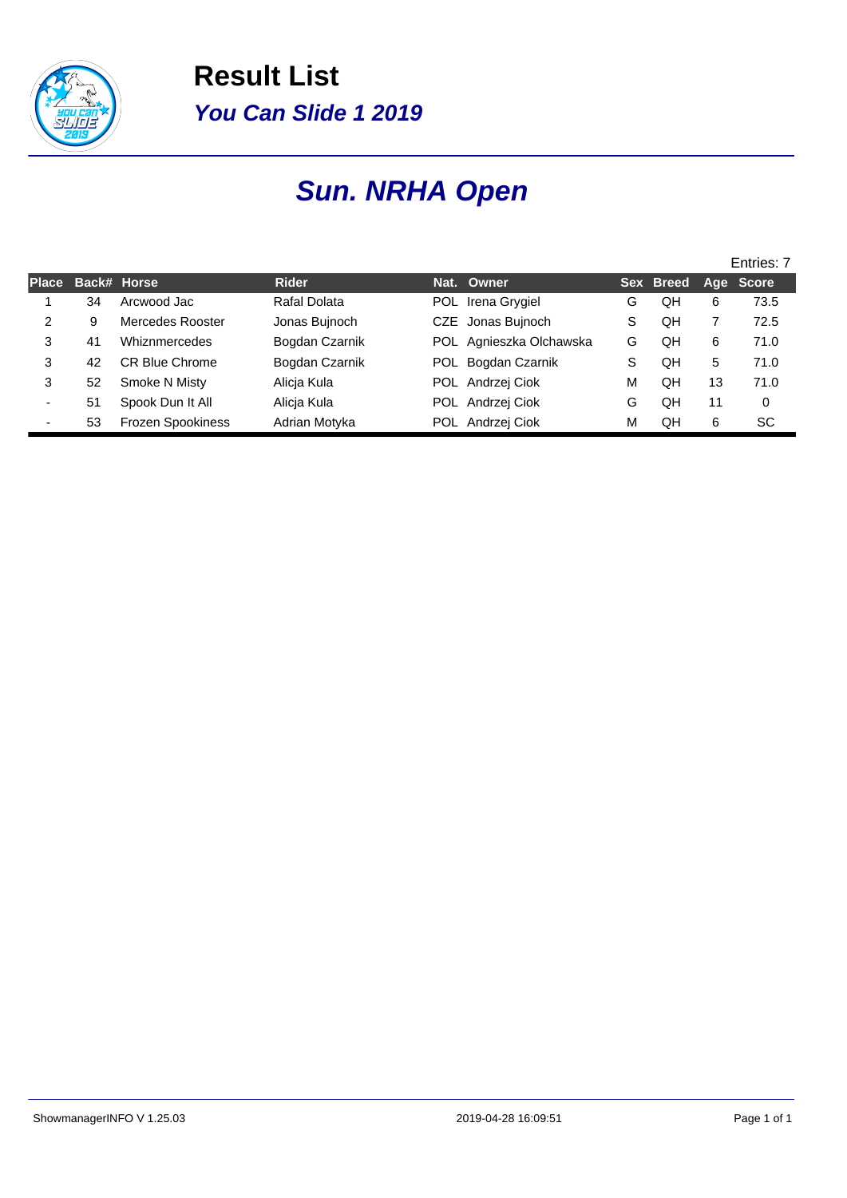# Result List

## *You Can Slide 1 2019*

# *Sun. NRHA Open*

Entries: 7

| Place | Back# | Horse | Rider | Nat. | Owner | Sex | Breed | Age | Score |
|---|---|---|---|---|---|---|---|---|---|
| 1 | 34 | Arcwood Jac | Rafal Dolata | POL | Irena Grygiel | G | QH | 6 | 73.5 |
| 2 | 9 | Mercedes Rooster | Jonas Bujnoch | CZE | Jonas Bujnoch | S | QH | 7 | 72.5 |
| 3 | 41 | Whiznmercedes | Bogdan Czarnik | POL | Agnieszka Olchawska | G | QH | 6 | 71.0 |
| 3 | 42 | CR Blue Chrome | Bogdan Czarnik | POL | Bogdan Czarnik | S | QH | 5 | 71.0 |
| 3 | 52 | Smoke N Misty | Alicja Kula | POL | Andrzej Ciok | M | QH | 13 | 71.0 |
| - | 51 | Spook Dun It All | Alicja Kula | POL | Andrzej Ciok | G | QH | 11 | 0 |
| - | 53 | Frozen Spookiness | Adrian Motyka | POL | Andrzej Ciok | M | QH | 6 | SC |

ShowmanagerINFO V 1.25.03 2019-04-28 16:09:51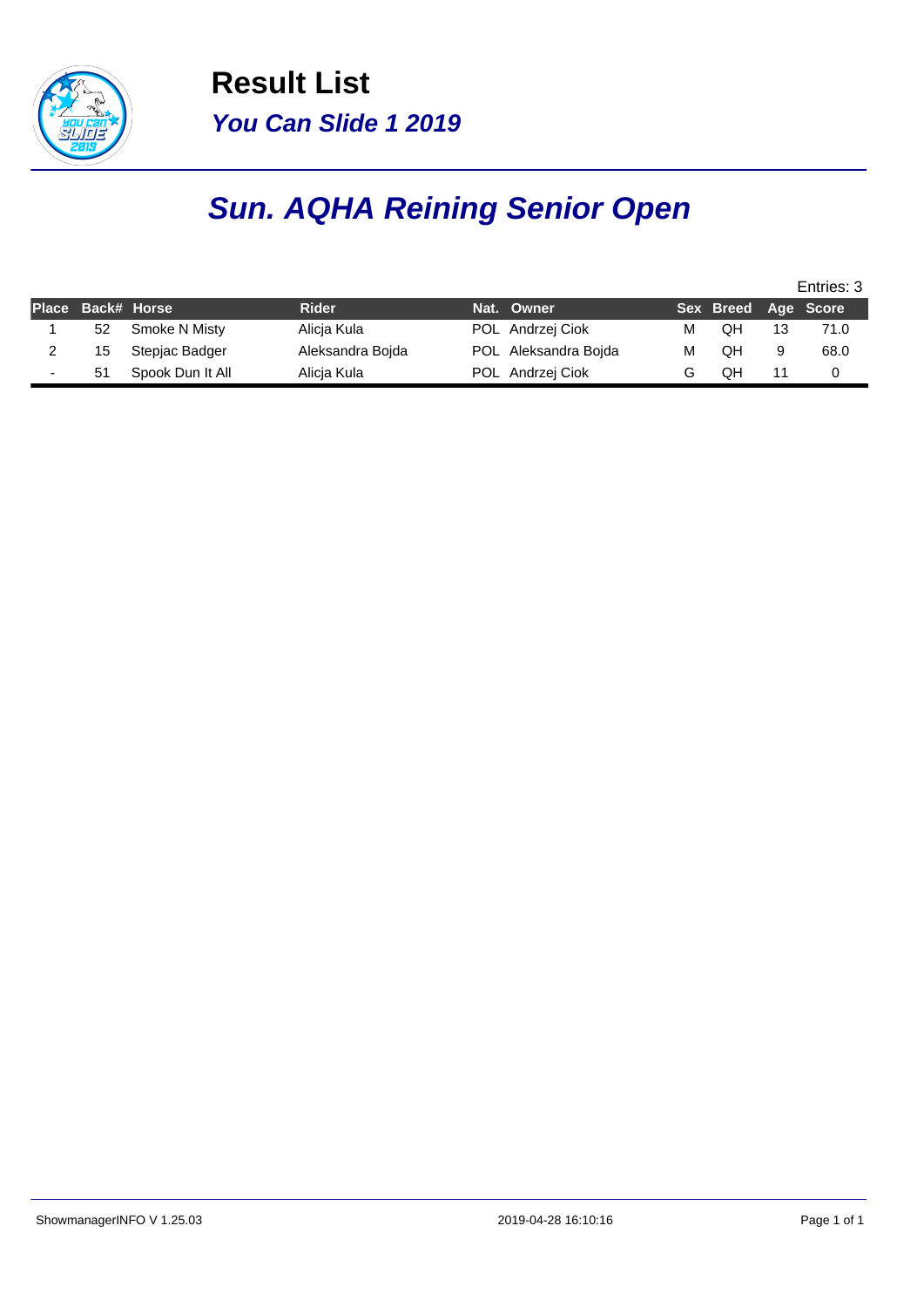# Result List

## *You Can Slide 1 2019*

# *Sun. AQHA Reining Senior Open*

Entries: 3

| Place | Back# | Horse | Rider | Nat. | Owner | Sex | Breed | Age | Score |
|---|---|---|---|---|---|---|---|---|---|
| 1 | 52 | Smoke N Misty | Alicja Kula | POL | Andrzej Ciok | M | QH | 13 | 71.0 |
| 2 | 15 | Stepjac Badger | Aleksandra Bojda | POL | Aleksandra Bojda | M | QH | 9 | 68.0 |
| - | 51 | Spook Dun It All | Alicja Kula | POL | Andrzej Ciok | G | QH | 11 | 0 |

ShowmanagerINFO V 1.25.03 2019-04-28 16:10:16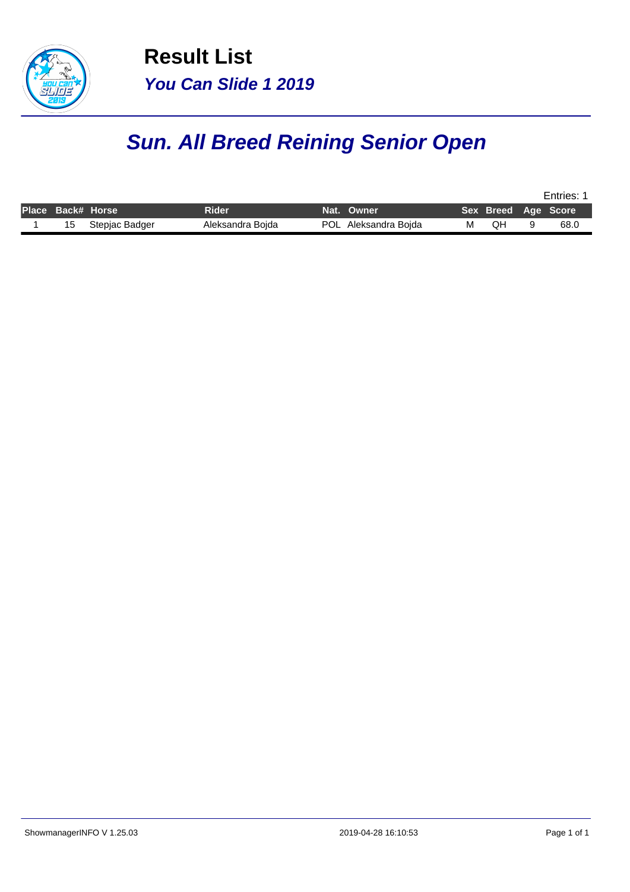# Result List

## *You Can Slide 1 2019*

## *Sun. All Breed Reining Senior Open*

Entries: 1

| Place | Back# | Horse | Rider | Nat. | Owner | Sex | Breed | Age | Score |
|---|---|---|---|---|---|---|---|---|---|
| 1 | 15 | Stepjac Badger | Aleksandra Bojda | POL | Aleksandra Bojda | M | QH | 9 | 68.0 |

ShowmanagerINFO V 1.25.03 2019-04-28 16:10:53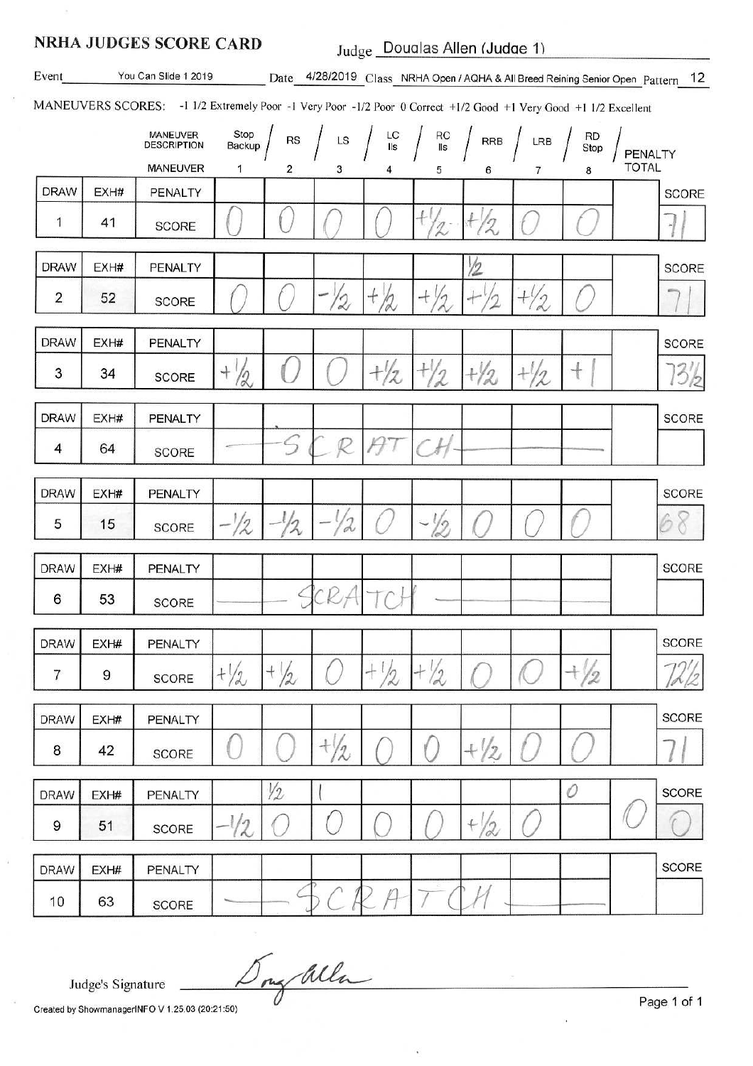# NRHA JUDGES SCORE CARD

Judge Douglas Allen (Judge 1)

Event You Can Slide 1 2019 Date 4/28/2019 Class NRHA Open / AQHA & All Breed Reining Senior Open Pattern 12

MANEUVERS SCORES: -1 1/2 Extremely Poor -1 Very Poor -1/2 Poor 0 Correct +1/2 Good +1 Very Good +1 1/2 Excellent

| DRAW | EXH# | MANEUVER DESCRIPTION / MANEUVER | Stop Backup 1 | RS 2 | LS 3 | LC lls 4 | RC lls 5 | RRB 6 | LRB 7 | RD Stop 8 | PENALTY TOTAL | SCORE |
|---|---|---|---|---|---|---|---|---|---|---|---|---|
| 1 | 41 | PENALTY | | | | | | | | | | |
| | | SCORE | 0 | 0 | 0 | 0 | +1/2 | +1/2 | 0 | 0 | | 71 |
| 2 | 52 | PENALTY | | | | | | 1/2 | | | | |
| | | SCORE | 0 | 0 | -1/2 | +1/2 | +1/2 | +1/2 | +1/2 | 0 | | 71 |
| 3 | 34 | PENALTY | | | | | | | | | | |
| | | SCORE | +1/2 | 0 | 0 | +1/2 | +1/2 | +1/2 | +1/2 | +1 | | 73 1/2 |
| 4 | 64 | PENALTY | | | | | | | | | | |
| | | SCORE | SCRATCH | | | | | | | | | |
| 5 | 15 | PENALTY | | | | | | | | | | |
| | | SCORE | -1/2 | -1/2 | -1/2 | 0 | -1/2 | 0 | 0 | 0 | | 68 |
| 6 | 53 | PENALTY | | | | | | | | | | |
| | | SCORE | SCRATCH | | | | | | | | | |
| 7 | 9 | PENALTY | | | | | | | | | | |
| | | SCORE | +1/2 | +1/2 | 0 | +1/2 | +1/2 | 0 | 0 | +1/2 | | 72 1/2 |
| 8 | 42 | PENALTY | | | | | | | | | | |
| | | SCORE | 0 | 0 | +1/2 | 0 | 0 | +1/2 | 0 | 0 | | 71 |
| 9 | 51 | PENALTY | | 1/2 | 1 | | | | | 0 | | |
| | | SCORE | -1/2 | 0 | 0 | 0 | 0 | +1/2 | 0 | | 0 | 0 |
| 10 | 63 | PENALTY | | | | | | | | | | |
| | | SCORE | SCRATCH | | | | | | | | | |

Judge's Signature Doug Allen

Created by ShowmanagerINFO V 1.25.03 (20:21:50)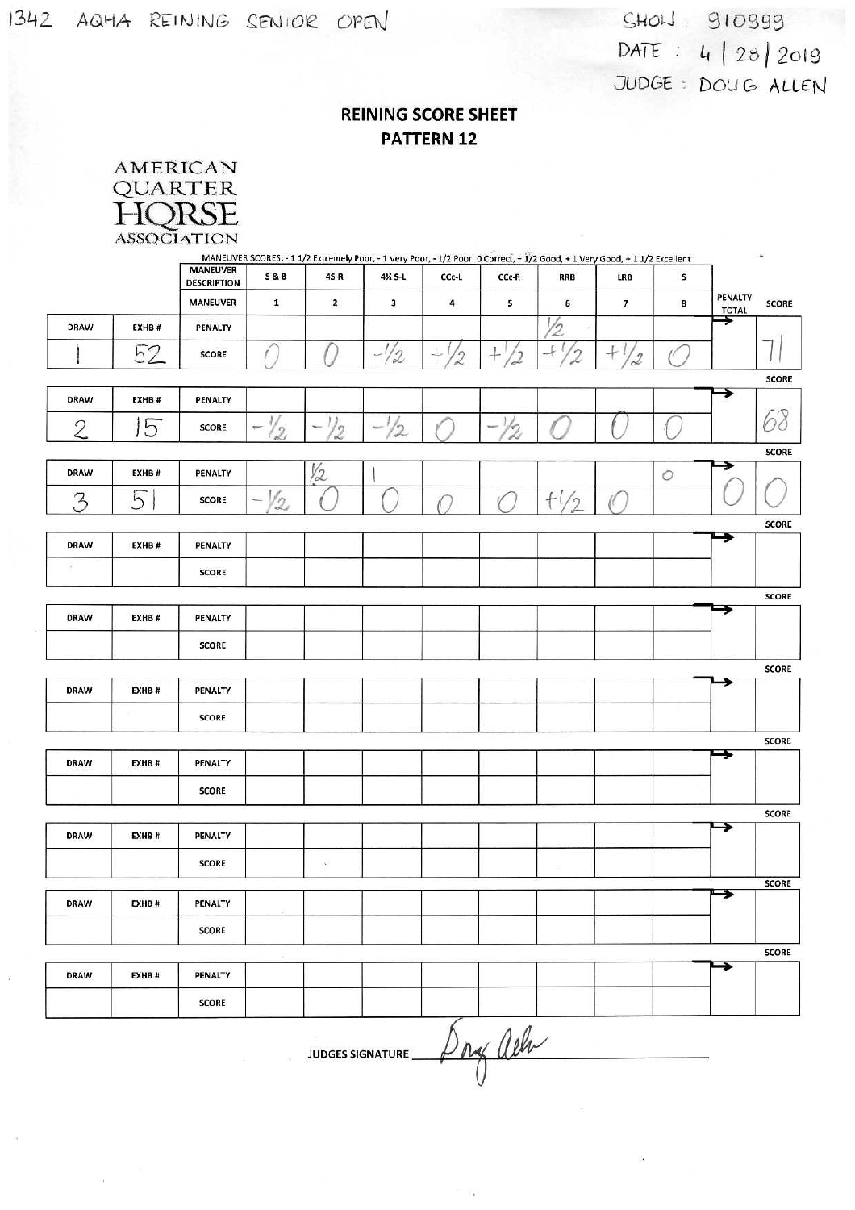1342 AQHA REINING SENIOR OPEN

SHOW: 910999
DATE: 4/28/2019
JUDGE: DOUG ALLEN

# REINING SCORE SHEET
## PATTERN 12

AMERICAN QUARTER HORSE ASSOCIATION

MANEUVER SCORES: -1 1/2 Extremely Poor, -1 Very Poor, -1/2 Poor, 0 Correct, +1/2 Good, +1 Very Good, +1 1/2 Excellent

| | | MANEUVER DESCRIPTION | S & B | 4S-R | 4½ S-L | CCc-L | CCc-R | RRB | LRB | S | | |
|---|---|---|---|---|---|---|---|---|---|---|---|---|
| | | MANEUVER | 1 | 2 | 3 | 4 | 5 | 6 | 7 | 8 | PENALTY TOTAL | SCORE |
| DRAW | EXHB # | PENALTY | | | | | | 1/2 | | | | |
| 1 | 52 | SCORE | 0 | 0 | -1/2 | +1/2 | +1/2 | +1/2 | +1/2 | 0 | | 71 |
| DRAW | EXHB # | PENALTY | | | | | | | | | | SCORE |
| 2 | 15 | SCORE | -1/2 | -1/2 | -1/2 | 0 | -1/2 | 0 | 0 | 0 | | 68 |
| DRAW | EXHB # | PENALTY | | 1/2 | 1 | | | | | 0 | | SCORE |
| 3 | 51 | SCORE | -1/2 | 0 | 0 | 0 | 0 | +1/2 | 0 | | 0 | 0 |
| DRAW | EXHB # | PENALTY | | | | | | | | | | SCORE |
| | | SCORE | | | | | | | | | | |
| DRAW | EXHB # | PENALTY | | | | | | | | | | SCORE |
| | | SCORE | | | | | | | | | | |
| DRAW | EXHB # | PENALTY | | | | | | | | | | SCORE |
| | | SCORE | | | | | | | | | | |
| DRAW | EXHB # | PENALTY | | | | | | | | | | SCORE |
| | | SCORE | | | | | | | | | | |
| DRAW | EXHB # | PENALTY | | | | | | | | | | SCORE |
| | | SCORE | | | | | | | | | | |
| DRAW | EXHB # | PENALTY | | | | | | | | | | SCORE |
| | | SCORE | | | | | | | | | | |
| DRAW | EXHB # | PENALTY | | | | | | | | | | SCORE |
| | | SCORE | | | | | | | | | | |

JUDGES SIGNATURE Doug Allen